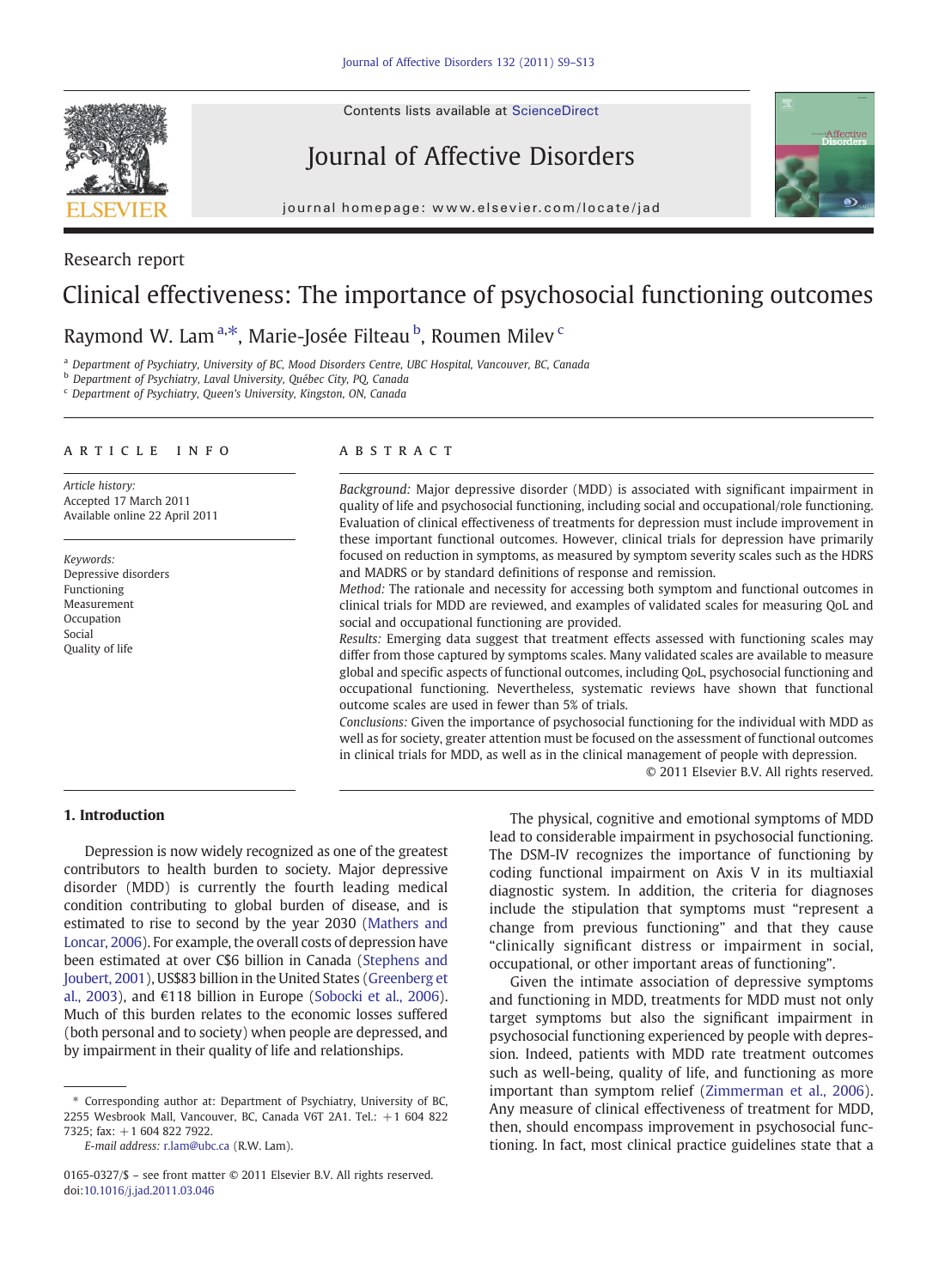Research report

# Clinical effectiveness: The importance of psychosocial functioning outcomes

Raymond W. Lam [a,*], Marie-Josée Filteau [b], Roumen Milev [c]

[a] Department of Psychiatry, University of BC, Mood Disorders Centre, UBC Hospital, Vancouver, BC, Canada
[b] Department of Psychiatry, Laval University, Québec City, PQ, Canada
[c] Department of Psychiatry, Queen's University, Kingston, ON, Canada

## ARTICLE INFO

*Article history:*
Accepted 17 March 2011
Available online 22 April 2011

*Keywords:*
Depressive disorders
Functioning
Measurement
Occupation
Social
Quality of life

## ABSTRACT

*Background:* Major depressive disorder (MDD) is associated with significant impairment in quality of life and psychosocial functioning, including social and occupational/role functioning. Evaluation of clinical effectiveness of treatments for depression must include improvement in these important functional outcomes. However, clinical trials for depression have primarily focused on reduction in symptoms, as measured by symptom severity scales such as the HDRS and MADRS or by standard definitions of response and remission.

*Method:* The rationale and necessity for accessing both symptom and functional outcomes in clinical trials for MDD are reviewed, and examples of validated scales for measuring QoL and social and occupational functioning are provided.

*Results:* Emerging data suggest that treatment effects assessed with functioning scales may differ from those captured by symptoms scales. Many validated scales are available to measure global and specific aspects of functional outcomes, including QoL, psychosocial functioning and occupational functioning. Nevertheless, systematic reviews have shown that functional outcome scales are used in fewer than 5% of trials.

*Conclusions:* Given the importance of psychosocial functioning for the individual with MDD as well as for society, greater attention must be focused on the assessment of functional outcomes in clinical trials for MDD, as well as in the clinical management of people with depression.

© 2011 Elsevier B.V. All rights reserved.

## 1. Introduction

Depression is now widely recognized as one of the greatest contributors to health burden to society. Major depressive disorder (MDD) is currently the fourth leading medical condition contributing to global burden of disease, and is estimated to rise to second by the year 2030 (Mathers and Loncar, 2006). For example, the overall costs of depression have been estimated at over C$6 billion in Canada (Stephens and Joubert, 2001), US$83 billion in the United States (Greenberg et al., 2003), and €118 billion in Europe (Sobocki et al., 2006). Much of this burden relates to the economic losses suffered (both personal and to society) when people are depressed, and by impairment in their quality of life and relationships.

The physical, cognitive and emotional symptoms of MDD lead to considerable impairment in psychosocial functioning. The DSM-IV recognizes the importance of functioning by coding functional impairment on Axis V in its multiaxial diagnostic system. In addition, the criteria for diagnoses include the stipulation that symptoms must "represent a change from previous functioning" and that they cause "clinically significant distress or impairment in social, occupational, or other important areas of functioning".

Given the intimate association of depressive symptoms and functioning in MDD, treatments for MDD must not only target symptoms but also the significant impairment in psychosocial functioning experienced by people with depression. Indeed, patients with MDD rate treatment outcomes such as well-being, quality of life, and functioning as more important than symptom relief (Zimmerman et al., 2006). Any measure of clinical effectiveness of treatment for MDD, then, should encompass improvement in psychosocial functioning. In fact, most clinical practice guidelines state that a

* Corresponding author at: Department of Psychiatry, University of BC, 2255 Wesbrook Mall, Vancouver, BC, Canada V6T 2A1. Tel.: +1 604 822 7325; fax: +1 604 822 7922.
*E-mail address:* r.lam@ubc.ca (R.W. Lam).

0165-0327/$ – see front matter © 2011 Elsevier B.V. All rights reserved.
doi:10.1016/j.jad.2011.03.046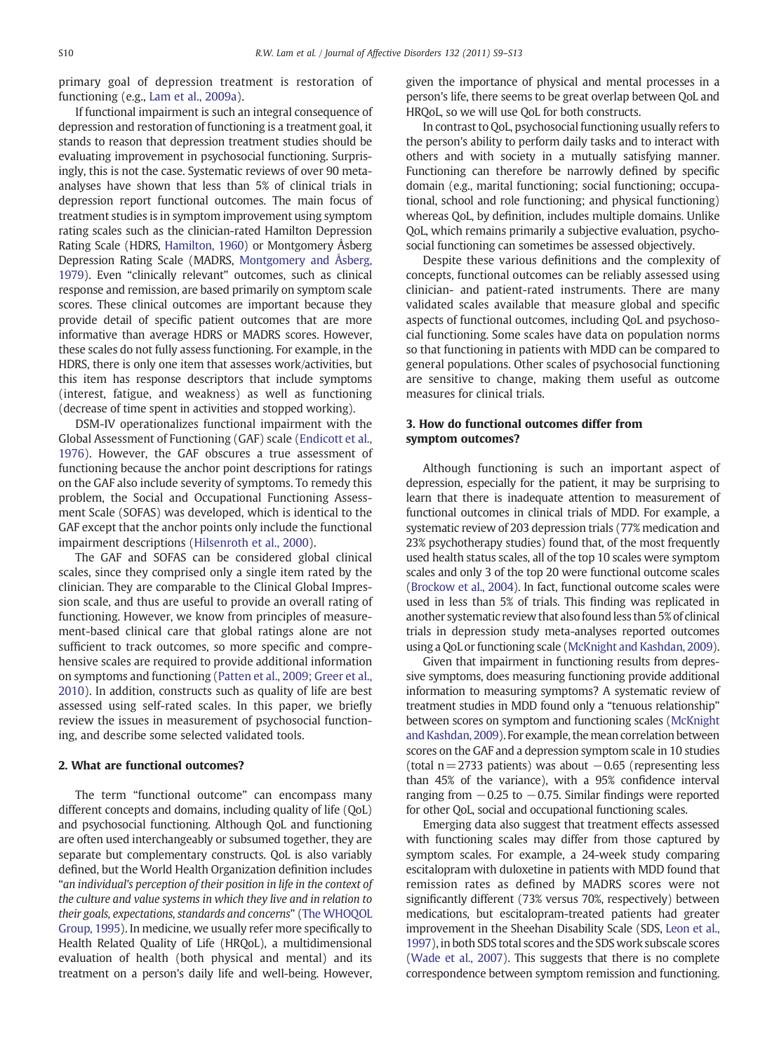primary goal of depression treatment is restoration of functioning (e.g., Lam et al., 2009a).

If functional impairment is such an integral consequence of depression and restoration of functioning is a treatment goal, it stands to reason that depression treatment studies should be evaluating improvement in psychosocial functioning. Surprisingly, this is not the case. Systematic reviews of over 90 meta-analyses have shown that less than 5% of clinical trials in depression report functional outcomes. The main focus of treatment studies is in symptom improvement using symptom rating scales such as the clinician-rated Hamilton Depression Rating Scale (HDRS, Hamilton, 1960) or Montgomery Åsberg Depression Rating Scale (MADRS, Montgomery and Åsberg, 1979). Even "clinically relevant" outcomes, such as clinical response and remission, are based primarily on symptom scale scores. These clinical outcomes are important because they provide detail of specific patient outcomes that are more informative than average HDRS or MADRS scores. However, these scales do not fully assess functioning. For example, in the HDRS, there is only one item that assesses work/activities, but this item has response descriptors that include symptoms (interest, fatigue, and weakness) as well as functioning (decrease of time spent in activities and stopped working).

DSM-IV operationalizes functional impairment with the Global Assessment of Functioning (GAF) scale (Endicott et al., 1976). However, the GAF obscures a true assessment of functioning because the anchor point descriptions for ratings on the GAF also include severity of symptoms. To remedy this problem, the Social and Occupational Functioning Assessment Scale (SOFAS) was developed, which is identical to the GAF except that the anchor points only include the functional impairment descriptions (Hilsenroth et al., 2000).

The GAF and SOFAS can be considered global clinical scales, since they comprised only a single item rated by the clinician. They are comparable to the Clinical Global Impression scale, and thus are useful to provide an overall rating of functioning. However, we know from principles of measurement-based clinical care that global ratings alone are not sufficient to track outcomes, so more specific and comprehensive scales are required to provide additional information on symptoms and functioning (Patten et al., 2009; Greer et al., 2010). In addition, constructs such as quality of life are best assessed using self-rated scales. In this paper, we briefly review the issues in measurement of psychosocial functioning, and describe some selected validated tools.

## 2. What are functional outcomes?

The term "functional outcome" can encompass many different concepts and domains, including quality of life (QoL) and psychosocial functioning. Although QoL and functioning are often used interchangeably or subsumed together, they are separate but complementary constructs. QoL is also variably defined, but the World Health Organization definition includes "*an individual's perception of their position in life in the context of the culture and value systems in which they live and in relation to their goals, expectations, standards and concerns*" (The WHOQOL Group, 1995). In medicine, we usually refer more specifically to Health Related Quality of Life (HRQoL), a multidimensional evaluation of health (both physical and mental) and its treatment on a person's daily life and well-being. However, given the importance of physical and mental processes in a person's life, there seems to be great overlap between QoL and HRQoL, so we will use QoL for both constructs.

In contrast to QoL, psychosocial functioning usually refers to the person's ability to perform daily tasks and to interact with others and with society in a mutually satisfying manner. Functioning can therefore be narrowly defined by specific domain (e.g., marital functioning; social functioning; occupational, school and role functioning; and physical functioning) whereas QoL, by definition, includes multiple domains. Unlike QoL, which remains primarily a subjective evaluation, psychosocial functioning can sometimes be assessed objectively.

Despite these various definitions and the complexity of concepts, functional outcomes can be reliably assessed using clinician- and patient-rated instruments. There are many validated scales available that measure global and specific aspects of functional outcomes, including QoL and psychosocial functioning. Some scales have data on population norms so that functioning in patients with MDD can be compared to general populations. Other scales of psychosocial functioning are sensitive to change, making them useful as outcome measures for clinical trials.

## 3. How do functional outcomes differ from symptom outcomes?

Although functioning is such an important aspect of depression, especially for the patient, it may be surprising to learn that there is inadequate attention to measurement of functional outcomes in clinical trials of MDD. For example, a systematic review of 203 depression trials (77% medication and 23% psychotherapy studies) found that, of the most frequently used health status scales, all of the top 10 scales were symptom scales and only 3 of the top 20 were functional outcome scales (Brockow et al., 2004). In fact, functional outcome scales were used in less than 5% of trials. This finding was replicated in another systematic review that also found less than 5% of clinical trials in depression study meta-analyses reported outcomes using a QoL or functioning scale (McKnight and Kashdan, 2009).

Given that impairment in functioning results from depressive symptoms, does measuring functioning provide additional information to measuring symptoms? A systematic review of treatment studies in MDD found only a "tenuous relationship" between scores on symptom and functioning scales (McKnight and Kashdan, 2009). For example, the mean correlation between scores on the GAF and a depression symptom scale in 10 studies (total $n = 2733$ patients) was about $-0.65$ (representing less than 45% of the variance), with a 95% confidence interval ranging from $-0.25$ to $-0.75$. Similar findings were reported for other QoL, social and occupational functioning scales.

Emerging data also suggest that treatment effects assessed with functioning scales may differ from those captured by symptom scales. For example, a 24-week study comparing escitalopram with duloxetine in patients with MDD found that remission rates as defined by MADRS scores were not significantly different (73% versus 70%, respectively) between medications, but escitalopram-treated patients had greater improvement in the Sheehan Disability Scale (SDS, Leon et al., 1997), in both SDS total scores and the SDS work subscale scores (Wade et al., 2007). This suggests that there is no complete correspondence between symptom remission and functioning.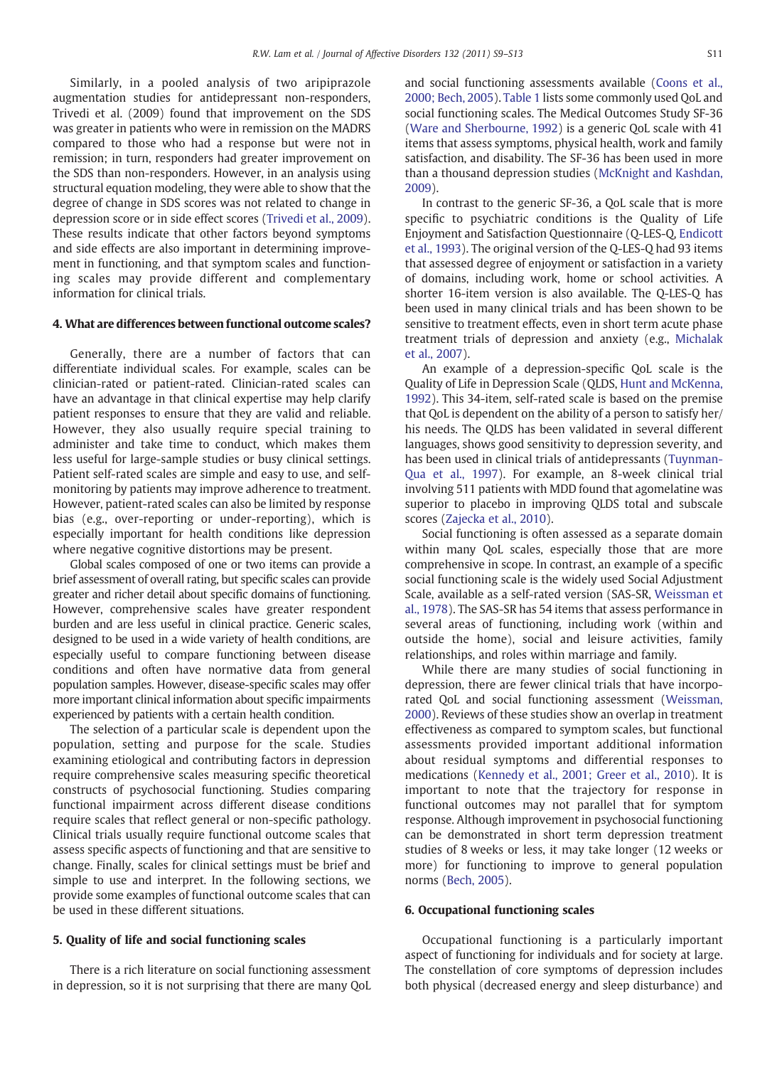Similarly, in a pooled analysis of two aripiprazole augmentation studies for antidepressant non-responders, Trivedi et al. (2009) found that improvement on the SDS was greater in patients who were in remission on the MADRS compared to those who had a response but were not in remission; in turn, responders had greater improvement on the SDS than non-responders. However, in an analysis using structural equation modeling, they were able to show that the degree of change in SDS scores was not related to change in depression score or in side effect scores (Trivedi et al., 2009). These results indicate that other factors beyond symptoms and side effects are also important in determining improvement in functioning, and that symptom scales and functioning scales may provide different and complementary information for clinical trials.

## 4. What are differences between functional outcome scales?

Generally, there are a number of factors that can differentiate individual scales. For example, scales can be clinician-rated or patient-rated. Clinician-rated scales can have an advantage in that clinical expertise may help clarify patient responses to ensure that they are valid and reliable. However, they also usually require special training to administer and take time to conduct, which makes them less useful for large-sample studies or busy clinical settings. Patient self-rated scales are simple and easy to use, and self-monitoring by patients may improve adherence to treatment. However, patient-rated scales can also be limited by response bias (e.g., over-reporting or under-reporting), which is especially important for health conditions like depression where negative cognitive distortions may be present.

Global scales composed of one or two items can provide a brief assessment of overall rating, but specific scales can provide greater and richer detail about specific domains of functioning. However, comprehensive scales have greater respondent burden and are less useful in clinical practice. Generic scales, designed to be used in a wide variety of health conditions, are especially useful to compare functioning between disease conditions and often have normative data from general population samples. However, disease-specific scales may offer more important clinical information about specific impairments experienced by patients with a certain health condition.

The selection of a particular scale is dependent upon the population, setting and purpose for the scale. Studies examining etiological and contributing factors in depression require comprehensive scales measuring specific theoretical constructs of psychosocial functioning. Studies comparing functional impairment across different disease conditions require scales that reflect general or non-specific pathology. Clinical trials usually require functional outcome scales that assess specific aspects of functioning and that are sensitive to change. Finally, scales for clinical settings must be brief and simple to use and interpret. In the following sections, we provide some examples of functional outcome scales that can be used in these different situations.

## 5. Quality of life and social functioning scales

There is a rich literature on social functioning assessment in depression, so it is not surprising that there are many QoL and social functioning assessments available (Coons et al., 2000; Bech, 2005). Table 1 lists some commonly used QoL and social functioning scales. The Medical Outcomes Study SF-36 (Ware and Sherbourne, 1992) is a generic QoL scale with 41 items that assess symptoms, physical health, work and family satisfaction, and disability. The SF-36 has been used in more than a thousand depression studies (McKnight and Kashdan, 2009).

In contrast to the generic SF-36, a QoL scale that is more specific to psychiatric conditions is the Quality of Life Enjoyment and Satisfaction Questionnaire (Q-LES-Q, Endicott et al., 1993). The original version of the Q-LES-Q had 93 items that assessed degree of enjoyment or satisfaction in a variety of domains, including work, home or school activities. A shorter 16-item version is also available. The Q-LES-Q has been used in many clinical trials and has been shown to be sensitive to treatment effects, even in short term acute phase treatment trials of depression and anxiety (e.g., Michalak et al., 2007).

An example of a depression-specific QoL scale is the Quality of Life in Depression Scale (QLDS, Hunt and McKenna, 1992). This 34-item, self-rated scale is based on the premise that QoL is dependent on the ability of a person to satisfy her/his needs. The QLDS has been validated in several different languages, shows good sensitivity to depression severity, and has been used in clinical trials of antidepressants (Tuynman-Qua et al., 1997). For example, an 8-week clinical trial involving 511 patients with MDD found that agomelatine was superior to placebo in improving QLDS total and subscale scores (Zajecka et al., 2010).

Social functioning is often assessed as a separate domain within many QoL scales, especially those that are more comprehensive in scope. In contrast, an example of a specific social functioning scale is the widely used Social Adjustment Scale, available as a self-rated version (SAS-SR, Weissman et al., 1978). The SAS-SR has 54 items that assess performance in several areas of functioning, including work (within and outside the home), social and leisure activities, family relationships, and roles within marriage and family.

While there are many studies of social functioning in depression, there are fewer clinical trials that have incorporated QoL and social functioning assessment (Weissman, 2000). Reviews of these studies show an overlap in treatment effectiveness as compared to symptom scales, but functional assessments provided important additional information about residual symptoms and differential responses to medications (Kennedy et al., 2001; Greer et al., 2010). It is important to note that the trajectory for response in functional outcomes may not parallel that for symptom response. Although improvement in psychosocial functioning can be demonstrated in short term depression treatment studies of 8 weeks or less, it may take longer (12 weeks or more) for functioning to improve to general population norms (Bech, 2005).

## 6. Occupational functioning scales

Occupational functioning is a particularly important aspect of functioning for individuals and for society at large. The constellation of core symptoms of depression includes both physical (decreased energy and sleep disturbance) and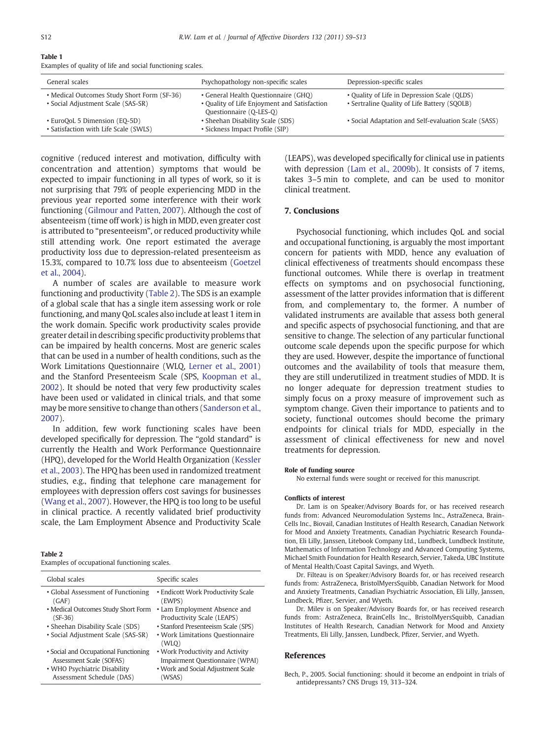**Table 1**
Examples of quality of life and social functioning scales.

| General scales | Psychopathology non-specific scales | Depression-specific scales |
|---|---|---|
| • Medical Outcomes Study Short Form (SF-36)<br>• Social Adjustment Scale (SAS-SR) | • General Health Questionnaire (GHQ)<br>• Quality of Life Enjoyment and Satisfaction Questionnaire (Q-LES-Q) | • Quality of Life in Depression Scale (QLDS)<br>• Sertraline Quality of Life Battery (SQOLB) |
| • EuroQoL 5 Dimension (EQ-5D)<br>• Satisfaction with Life Scale (SWLS) | • Sheehan Disability Scale (SDS)<br>• Sickness Impact Profile (SIP) | • Social Adaptation and Self-evaluation Scale (SASS) |

cognitive (reduced interest and motivation, difficulty with concentration and attention) symptoms that would be expected to impair functioning in all types of work, so it is not surprising that 79% of people experiencing MDD in the previous year reported some interference with their work functioning (Gilmour and Patten, 2007). Although the cost of absenteeism (time off work) is high in MDD, even greater cost is attributed to "presenteeism", or reduced productivity while still attending work. One report estimated the average productivity loss due to depression-related presenteeism as 15.3%, compared to 10.7% loss due to absenteeism (Goetzel et al., 2004).

A number of scales are available to measure work functioning and productivity (Table 2). The SDS is an example of a global scale that has a single item assessing work or role functioning, and many QoL scales also include at least 1 item in the work domain. Specific work productivity scales provide greater detail in describing specific productivity problems that can be impaired by health concerns. Most are generic scales that can be used in a number of health conditions, such as the Work Limitations Questionnaire (WLQ, Lerner et al., 2001) and the Stanford Presenteeism Scale (SPS, Koopman et al., 2002). It should be noted that very few productivity scales have been used or validated in clinical trials, and that some may be more sensitive to change than others (Sanderson et al., 2007).

In addition, few work functioning scales have been developed specifically for depression. The "gold standard" is currently the Health and Work Performance Questionnaire (HPQ), developed for the World Health Organization (Kessler et al., 2003). The HPQ has been used in randomized treatment studies, e.g., finding that telephone care management for employees with depression offers cost savings for businesses (Wang et al., 2007). However, the HPQ is too long to be useful in clinical practice. A recently validated brief productivity scale, the Lam Employment Absence and Productivity Scale (LEAPS), was developed specifically for clinical use in patients with depression (Lam et al., 2009b). It consists of 7 items, takes 3–5 min to complete, and can be used to monitor clinical treatment.

**Table 2**
Examples of occupational functioning scales.

| Global scales | Specific scales |
|---|---|
| • Global Assessment of Functioning (GAF)<br>• Medical Outcomes Study Short Form (SF-36)<br>• Sheehan Disability Scale (SDS)<br>• Social Adjustment Scale (SAS-SR) | • Endicott Work Productivity Scale (EWPS)<br>• Lam Employment Absence and Productivity Scale (LEAPS)<br>• Stanford Presenteeism Scale (SPS)<br>• Work Limitations Questionnaire (WLQ) |
| • Social and Occupational Functioning Assessment Scale (SOFAS)<br>• WHO Psychiatric Disability Assessment Schedule (DAS) | • Work Productivity and Activity Impairment Questionnaire (WPAI)<br>• Work and Social Adjustment Scale (WSAS) |

## 7. Conclusions

Psychosocial functioning, which includes QoL and social and occupational functioning, is arguably the most important concern for patients with MDD, hence any evaluation of clinical effectiveness of treatments should encompass these functional outcomes. While there is overlap in treatment effects on symptoms and on psychosocial functioning, assessment of the latter provides information that is different from, and complementary to, the former. A number of validated instruments are available that assess both general and specific aspects of psychosocial functioning, and that are sensitive to change. The selection of any particular functional outcome scale depends upon the specific purpose for which they are used. However, despite the importance of functional outcomes and the availability of tools that measure them, they are still underutilized in treatment studies of MDD. It is no longer adequate for depression treatment studies to simply focus on a proxy measure of improvement such as symptom change. Given their importance to patients and to society, functional outcomes should become the primary endpoints for clinical trials for MDD, especially in the assessment of clinical effectiveness for new and novel treatments for depression.

**Role of funding source**

No external funds were sought or received for this manuscript.

**Conflicts of interest**

Dr. Lam is on Speaker/Advisory Boards for, or has received research funds from: Advanced Neuromodulation Systems Inc., AstraZeneca, BrainCells Inc., Biovail, Canadian Institutes of Health Research, Canadian Network for Mood and Anxiety Treatments, Canadian Psychiatric Research Foundation, Eli Lilly, Janssen, Litebook Company Ltd., Lundbeck, Lundbeck Institute, Mathematics of Information Technology and Advanced Computing Systems, Michael Smith Foundation for Health Research, Servier, Takeda, UBC Institute of Mental Health/Coast Capital Savings, and Wyeth.

Dr. Filteau is on Speaker/Advisory Boards for, or has received research funds from: AstraZeneca, BristolMyersSquibb, Canadian Network for Mood and Anxiety Treatments, Canadian Psychiatric Association, Eli Lilly, Janssen, Lundbeck, Pfizer, Servier, and Wyeth.

Dr. Milev is on Speaker/Advisory Boards for, or has received research funds from: AstraZeneca, BrainCells Inc., BristolMyersSquibb, Canadian Institutes of Health Research, Canadian Network for Mood and Anxiety Treatments, Eli Lilly, Janssen, Lundbeck, Pfizer, Servier, and Wyeth.

## References

Bech, P., 2005. Social functioning: should it become an endpoint in trials of antidepressants? CNS Drugs 19, 313–324.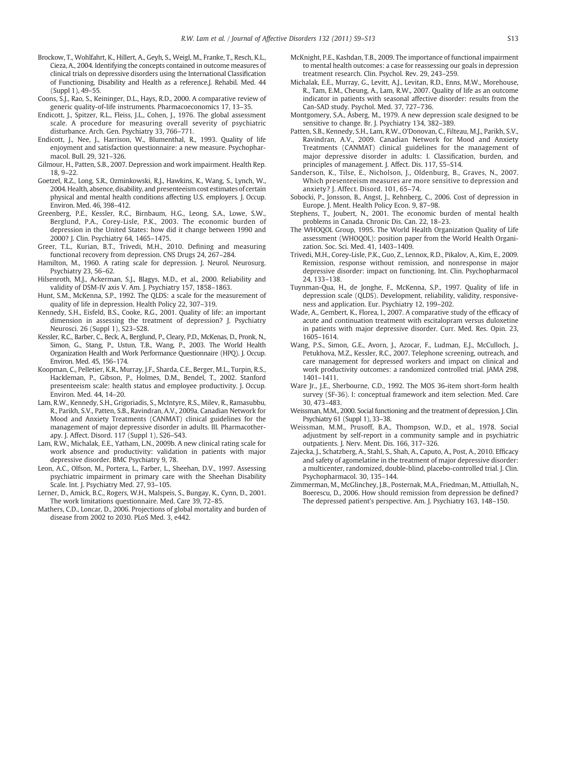Brockow, T., Wohlfahrt, K., Hillert, A., Geyh, S., Weigl, M., Franke, T., Resch, K.L., Cieza, A., 2004. Identifying the concepts contained in outcome measures of clinical trials on depressive disorders using the International Classification of Functioning, Disability and Health as a reference.J. Rehabil. Med. 44 (Suppl 1), 49–55.

Coons, S.J., Rao, S., Keininger, D.L., Hays, R.D., 2000. A comparative review of generic quality-of-life instruments. Pharmacoeconomics 17, 13–35.

Endicott, J., Spitzer, R.L., Fleiss, J.L., Cohen, J., 1976. The global assessment scale. A procedure for measuring overall severity of psychiatric disturbance. Arch. Gen. Psychiatry 33, 766–771.

Endicott, J., Nee, J., Harrison, W., Blumenthal, R., 1993. Quality of life enjoyment and satisfaction questionnaire: a new measure. Psychopharmacol. Bull. 29, 321–326.

Gilmour, H., Patten, S.B., 2007. Depression and work impairment. Health Rep. 18, 9–22.

Goetzel, R.Z., Long, S.R., Ozminkowski, R.J., Hawkins, K., Wang, S., Lynch, W., 2004. Health, absence, disability, and presenteeism cost estimates of certain physical and mental health conditions affecting U.S. employers. J. Occup. Environ. Med. 46, 398–412.

Greenberg, P.E., Kessler, R.C., Birnbaum, H.G., Leong, S.A., Lowe, S.W., Berglund, P.A., Corey-Lisle, P.K., 2003. The economic burden of depression in the United States: how did it change between 1990 and 2000? J. Clin. Psychiatry 64, 1465–1475.

Greer, T.L., Kurian, B.T., Trivedi, M.H., 2010. Defining and measuring functional recovery from depression. CNS Drugs 24, 267–284.

Hamilton, M., 1960. A rating scale for depression. J. Neurol. Neurosurg. Psychiatry 23, 56–62.

Hilsenroth, M.J., Ackerman, S.J., Blagys, M.D., et al., 2000. Reliability and validity of DSM-IV axis V. Am. J. Psychiatry 157, 1858–1863.

Hunt, S.M., McKenna, S.P., 1992. The QLDS: a scale for the measurement of quality of life in depression. Health Policy 22, 307–319.

Kennedy, S.H., Eisfeld, B.S., Cooke, R.G., 2001. Quality of life: an important dimension in assessing the treatment of depression? J. Psychiatry Neurosci. 26 (Suppl 1), S23–S28.

Kessler, R.C., Barber, C., Beck, A., Berglund, P., Cleary, P.D., McKenas, D., Pronk, N., Simon, G., Stang, P., Ustun, T.B., Wang, P., 2003. The World Health Organization Health and Work Performance Questionnaire (HPQ). J. Occup. Environ. Med. 45, 156–174.

Koopman, C., Pelletier, K.R., Murray, J.F., Sharda, C.E., Berger, M.L., Turpin, R.S., Hackleman, P., Gibson, P., Holmes, D.M., Bendel, T., 2002. Stanford presenteeism scale: health status and employee productivity. J. Occup. Environ. Med. 44, 14–20.

Lam, R.W., Kennedy, S.H., Grigoriadis, S., McIntyre, R.S., Milev, R., Ramasubbu, R., Parikh, S.V., Patten, S.B., Ravindran, A.V., 2009a. Canadian Network for Mood and Anxiety Treatments (CANMAT) clinical guidelines for the management of major depressive disorder in adults. III. Pharmacotherapy. J. Affect. Disord. 117 (Suppl 1), S26–S43.

Lam, R.W., Michalak, E.E., Yatham, L.N., 2009b. A new clinical rating scale for work absence and productivity: validation in patients with major depressive disorder. BMC Psychiatry 9, 78.

Leon, A.C., Olfson, M., Portera, L., Farber, L., Sheehan, D.V., 1997. Assessing psychiatric impairment in primary care with the Sheehan Disability Scale. Int. J. Psychiatry Med. 27, 93–105.

Lerner, D., Amick, B.C., Rogers, W.H., Malspeis, S., Bungay, K., Cynn, D., 2001. The work limitations questionnaire. Med. Care 39, 72–85.

Mathers, C.D., Loncar, D., 2006. Projections of global mortality and burden of disease from 2002 to 2030. PLoS Med. 3, e442.

McKnight, P.E., Kashdan, T.B., 2009. The importance of functional impairment to mental health outcomes: a case for reassessing our goals in depression treatment research. Clin. Psychol. Rev. 29, 243–259.

Michalak, E.E., Murray, G., Levitt, A.J., Levitan, R.D., Enns, M.W., Morehouse, R., Tam, E.M., Cheung, A., Lam, R.W., 2007. Quality of life as an outcome indicator in patients with seasonal affective disorder: results from the Can-SAD study. Psychol. Med. 37, 727–736.

Montgomery, S.A., Åsberg, M., 1979. A new depression scale designed to be sensitive to change. Br. J. Psychiatry 134, 382–389.

Patten, S.B., Kennedy, S.H., Lam, R.W., O'Donovan, C., Filteau, M.J., Parikh, S.V., Ravindran, A.V., 2009. Canadian Network for Mood and Anxiety Treatments (CANMAT) clinical guidelines for the management of major depressive disorder in adults: I. Classification, burden, and principles of management. J. Affect. Dis. 117, S5–S14.

Sanderson, K., Tilse, E., Nicholson, J., Oldenburg, B., Graves, N., 2007. Which presenteeism measures are more sensitive to depression and anxiety? J. Affect. Disord. 101, 65–74.

Sobocki, P., Jonsson, B., Angst, J., Rehnberg, C., 2006. Cost of depression in Europe. J. Ment. Health Policy Econ. 9, 87–98.

Stephens, T., Joubert, N., 2001. The economic burden of mental health problems in Canada. Chronic Dis. Can. 22, 18–23.

The WHOQOL Group, 1995. The World Health Organization Quality of Life assessment (WHOQOL): position paper from the World Health Organization. Soc. Sci. Med. 41, 1403–1409.

Trivedi, M.H., Corey-Lisle, P.K., Guo, Z., Lennox, R.D., Pikalov, A., Kim, E., 2009. Remission, response without remission, and nonresponse in major depressive disorder: impact on functioning. Int. Clin. Psychopharmacol 24, 133–138.

Tuynman-Qua, H., de Jonghe, F., McKenna, S.P., 1997. Quality of life in depression scale (QLDS). Development, reliability, validity, responsiveness and application. Eur. Psychiatry 12, 199–202.

Wade, A., Gembert, K., Florea, I., 2007. A comparative study of the efficacy of acute and continuation treatment with escitalopram versus duloxetine in patients with major depressive disorder. Curr. Med. Res. Opin. 23, 1605–1614.

Wang, P.S., Simon, G.E., Avorn, J., Azocar, F., Ludman, E.J., McCulloch, J., Petukhova, M.Z., Kessler, R.C., 2007. Telephone screening, outreach, and care management for depressed workers and impact on clinical and work productivity outcomes: a randomized controlled trial. JAMA 298, 1401–1411.

Ware Jr., J.E., Sherbourne, C.D., 1992. The MOS 36-item short-form health survey (SF-36). I: conceptual framework and item selection. Med. Care 30, 473–483.

Weissman, M.M., 2000. Social functioning and the treatment of depression. J. Clin. Psychiatry 61 (Suppl 1), 33–38.

Weissman, M.M., Prusoff, B.A., Thompson, W.D., et al., 1978. Social adjustment by self-report in a community sample and in psychiatric outpatients. J. Nerv. Ment. Dis. 166, 317–326.

Zajecka, J., Schatzberg, A., Stahl, S., Shah, A., Caputo, A., Post, A., 2010. Efficacy and safety of agomelatine in the treatment of major depressive disorder: a multicenter, randomized, double-blind, placebo-controlled trial. J. Clin. Psychopharmacol. 30, 135–144.

Zimmerman, M., McGlinchey, J.B., Posternak, M.A., Friedman, M., Attiullah, N., Boerescu, D., 2006. How should remission from depression be defined? The depressed patient's perspective. Am. J. Psychiatry 163, 148–150.